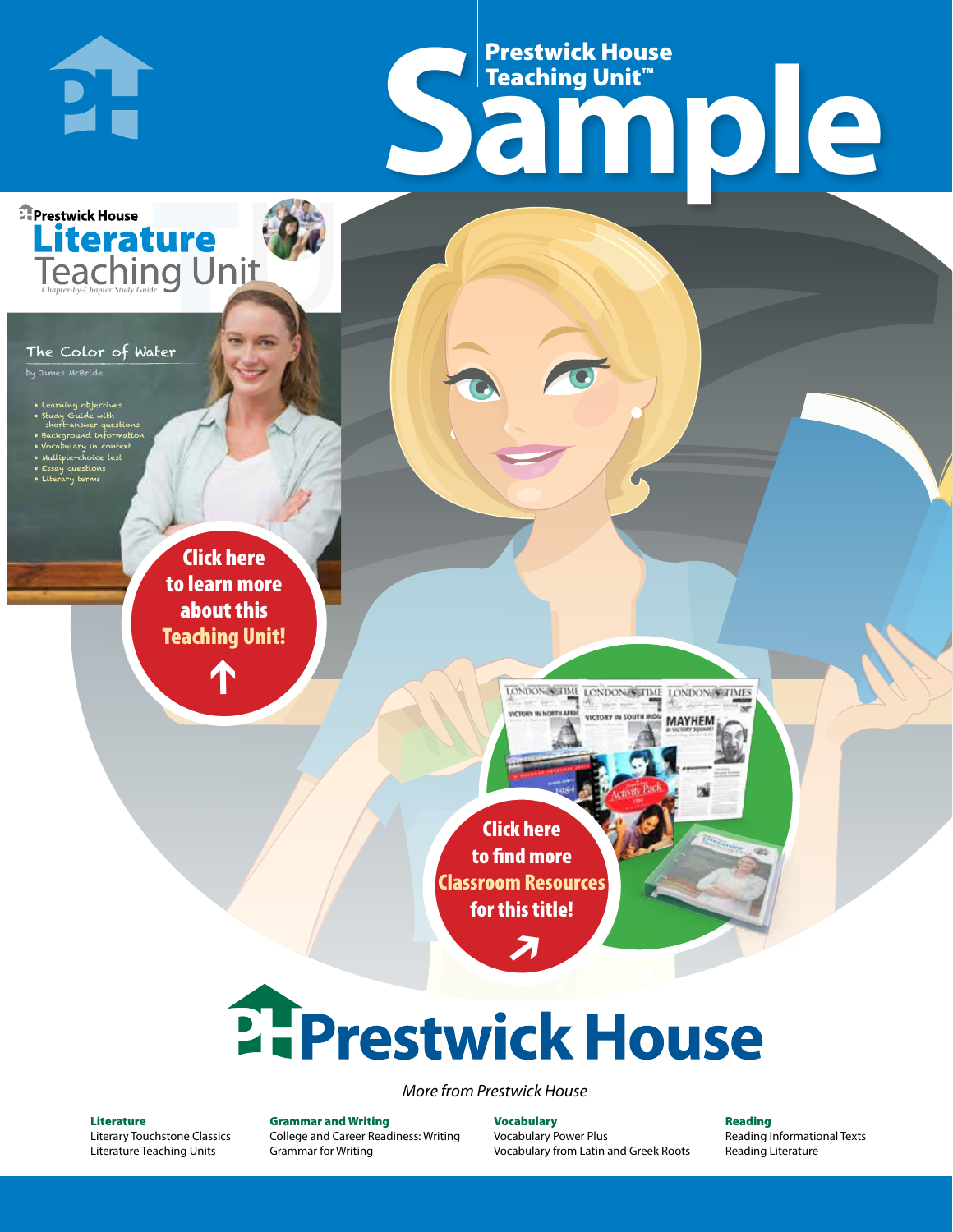# Prestwick House Teaching Unit™ Sample

Prestwick House

## Literature Teaching Unit

*Chapter-by-Chapter Study Guide*

### The Color of Water

by James McBride

- Learning objectives
- Study Guide with short-answer questions
- Background information
- Vocabulary in context
- Multiple-choice test
- Essay questions
- Literary terms

Click here to learn more about this Teaching Unit!

Click here to find more Classroom Resources for this title!

# Prestwick House

*More from Prestwick House*

**Literature**
Literary Touchstone Classics
Literature Teaching Units

**Grammar and Writing**
College and Career Readiness: Writing
Grammar for Writing

**Vocabulary**
Vocabulary Power Plus
Vocabulary from Latin and Greek Roots

**Reading**
Reading Informational Texts
Reading Literature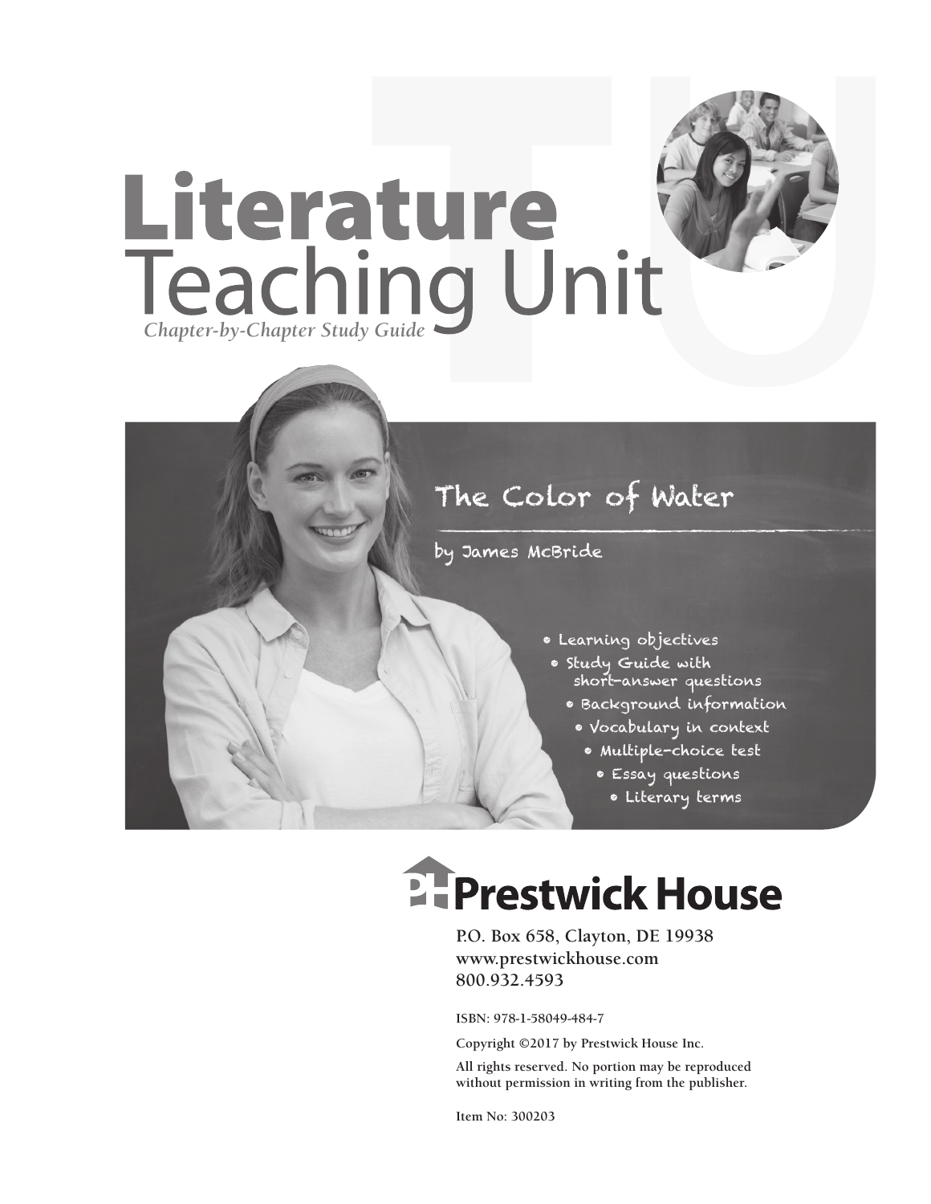# Literature Teaching Unit

*Chapter-by-Chapter Study Guide*

## The Color of Water

by James McBride

- Learning objectives
- Study Guide with short-answer questions
- Background information
- Vocabulary in context
- Multiple-choice test
- Essay questions
- Literary terms

**Prestwick House**

P.O. Box 658, Clayton, DE 19938
www.prestwickhouse.com
800.932.4593

ISBN: 978-1-58049-484-7

Copyright ©2017 by Prestwick House Inc.

All rights reserved. No portion may be reproduced without permission in writing from the publisher.

Item No: 300203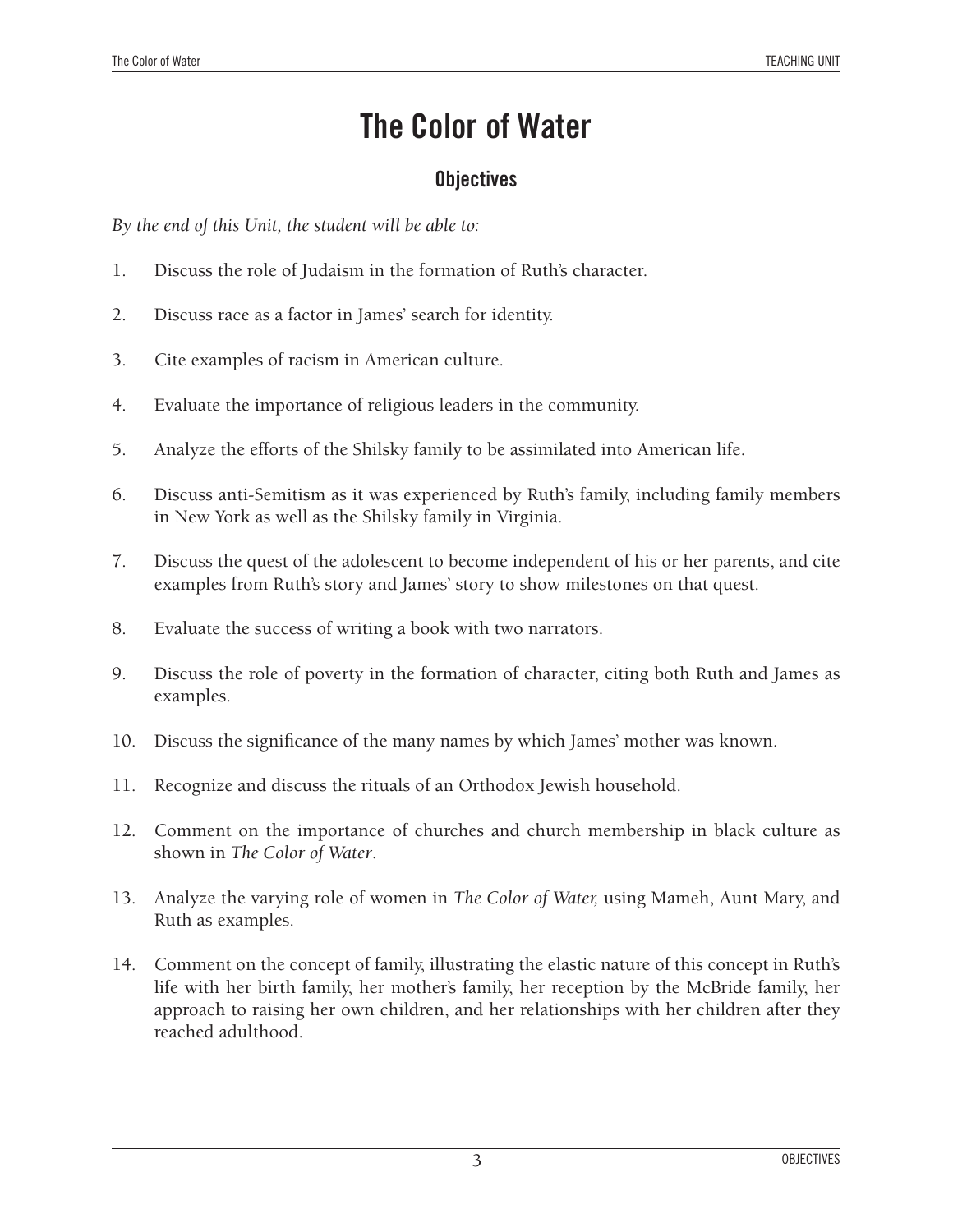# The Color of Water

## Objectives

*By the end of this Unit, the student will be able to:*

1. Discuss the role of Judaism in the formation of Ruth's character.

2. Discuss race as a factor in James' search for identity.

3. Cite examples of racism in American culture.

4. Evaluate the importance of religious leaders in the community.

5. Analyze the efforts of the Shilsky family to be assimilated into American life.

6. Discuss anti-Semitism as it was experienced by Ruth's family, including family members in New York as well as the Shilsky family in Virginia.

7. Discuss the quest of the adolescent to become independent of his or her parents, and cite examples from Ruth's story and James' story to show milestones on that quest.

8. Evaluate the success of writing a book with two narrators.

9. Discuss the role of poverty in the formation of character, citing both Ruth and James as examples.

10. Discuss the significance of the many names by which James' mother was known.

11. Recognize and discuss the rituals of an Orthodox Jewish household.

12. Comment on the importance of churches and church membership in black culture as shown in *The Color of Water*.

13. Analyze the varying role of women in *The Color of Water,* using Mameh, Aunt Mary, and Ruth as examples.

14. Comment on the concept of family, illustrating the elastic nature of this concept in Ruth's life with her birth family, her mother's family, her reception by the McBride family, her approach to raising her own children, and her relationships with her children after they reached adulthood.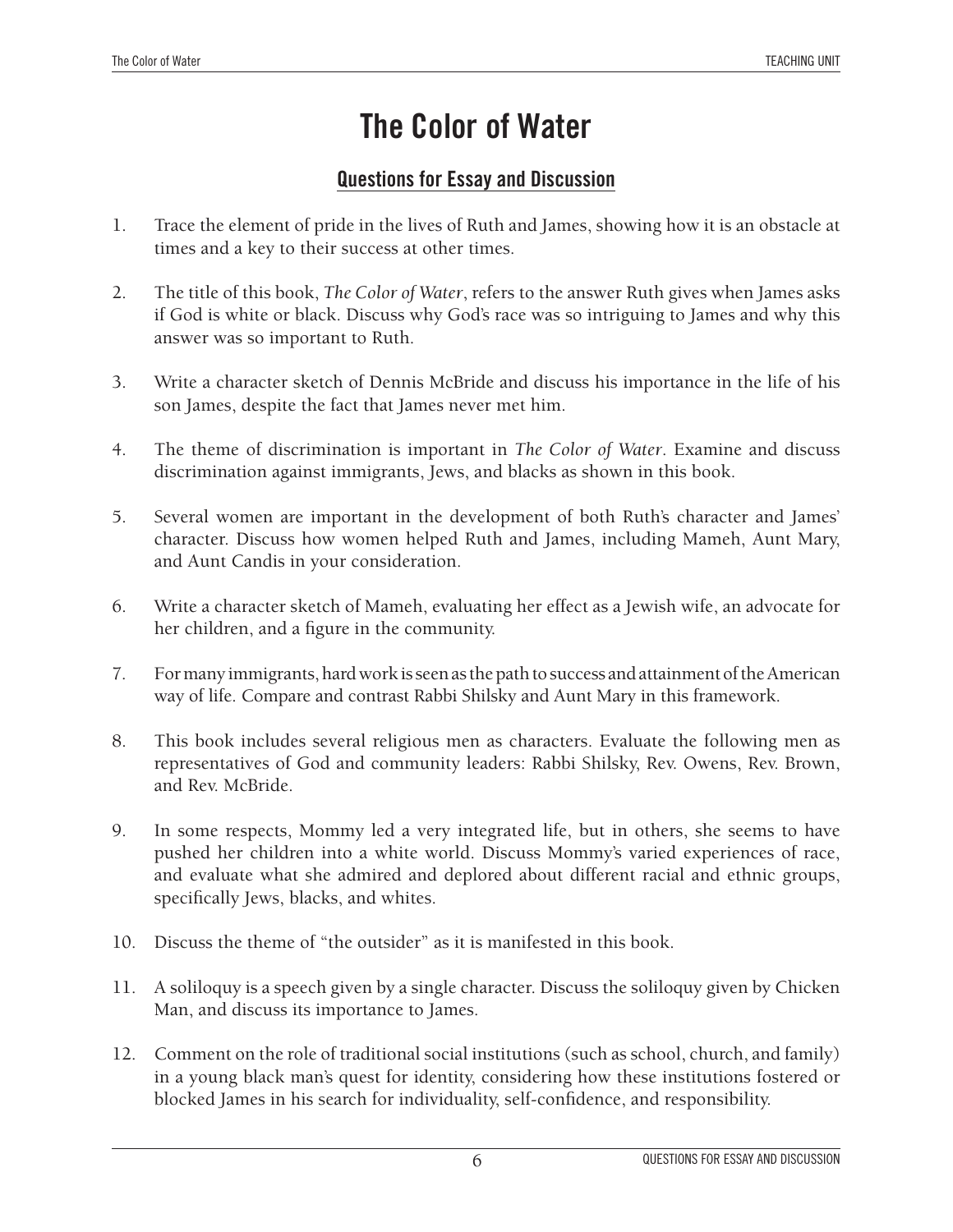# The Color of Water

## Questions for Essay and Discussion

1. Trace the element of pride in the lives of Ruth and James, showing how it is an obstacle at times and a key to their success at other times.

2. The title of this book, *The Color of Water*, refers to the answer Ruth gives when James asks if God is white or black. Discuss why God's race was so intriguing to James and why this answer was so important to Ruth.

3. Write a character sketch of Dennis McBride and discuss his importance in the life of his son James, despite the fact that James never met him.

4. The theme of discrimination is important in *The Color of Water*. Examine and discuss discrimination against immigrants, Jews, and blacks as shown in this book.

5. Several women are important in the development of both Ruth's character and James' character. Discuss how women helped Ruth and James, including Mameh, Aunt Mary, and Aunt Candis in your consideration.

6. Write a character sketch of Mameh, evaluating her effect as a Jewish wife, an advocate for her children, and a figure in the community.

7. For many immigrants, hard work is seen as the path to success and attainment of the American way of life. Compare and contrast Rabbi Shilsky and Aunt Mary in this framework.

8. This book includes several religious men as characters. Evaluate the following men as representatives of God and community leaders: Rabbi Shilsky, Rev. Owens, Rev. Brown, and Rev. McBride.

9. In some respects, Mommy led a very integrated life, but in others, she seems to have pushed her children into a white world. Discuss Mommy's varied experiences of race, and evaluate what she admired and deplored about different racial and ethnic groups, specifically Jews, blacks, and whites.

10. Discuss the theme of "the outsider" as it is manifested in this book.

11. A soliloquy is a speech given by a single character. Discuss the soliloquy given by Chicken Man, and discuss its importance to James.

12. Comment on the role of traditional social institutions (such as school, church, and family) in a young black man's quest for identity, considering how these institutions fostered or blocked James in his search for individuality, self-confidence, and responsibility.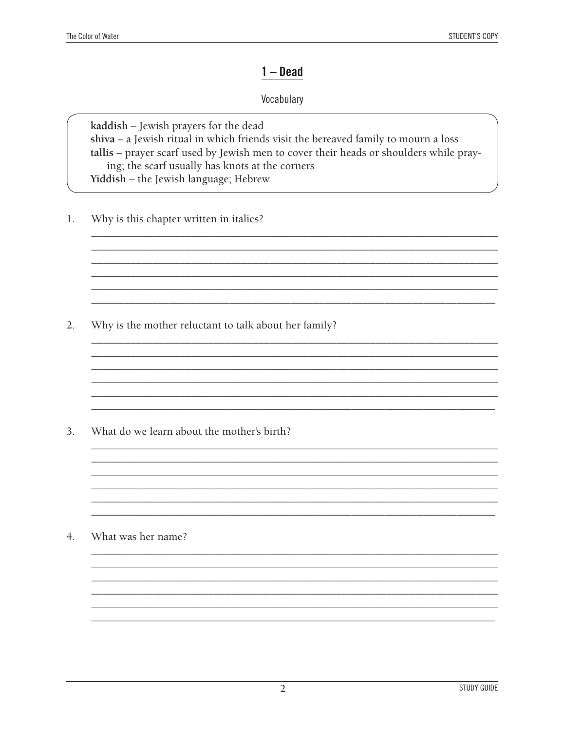## 1 – Dead

### Vocabulary

**kaddish** – Jewish prayers for the dead
**shiva** – a Jewish ritual in which friends visit the bereaved family to mourn a loss
**tallis** – prayer scarf used by Jewish men to cover their heads or shoulders while praying; the scarf usually has knots at the corners
**Yiddish** – the Jewish language; Hebrew

1. Why is this chapter written in italics?

2. Why is the mother reluctant to talk about her family?

3. What do we learn about the mother's birth?

4. What was her name?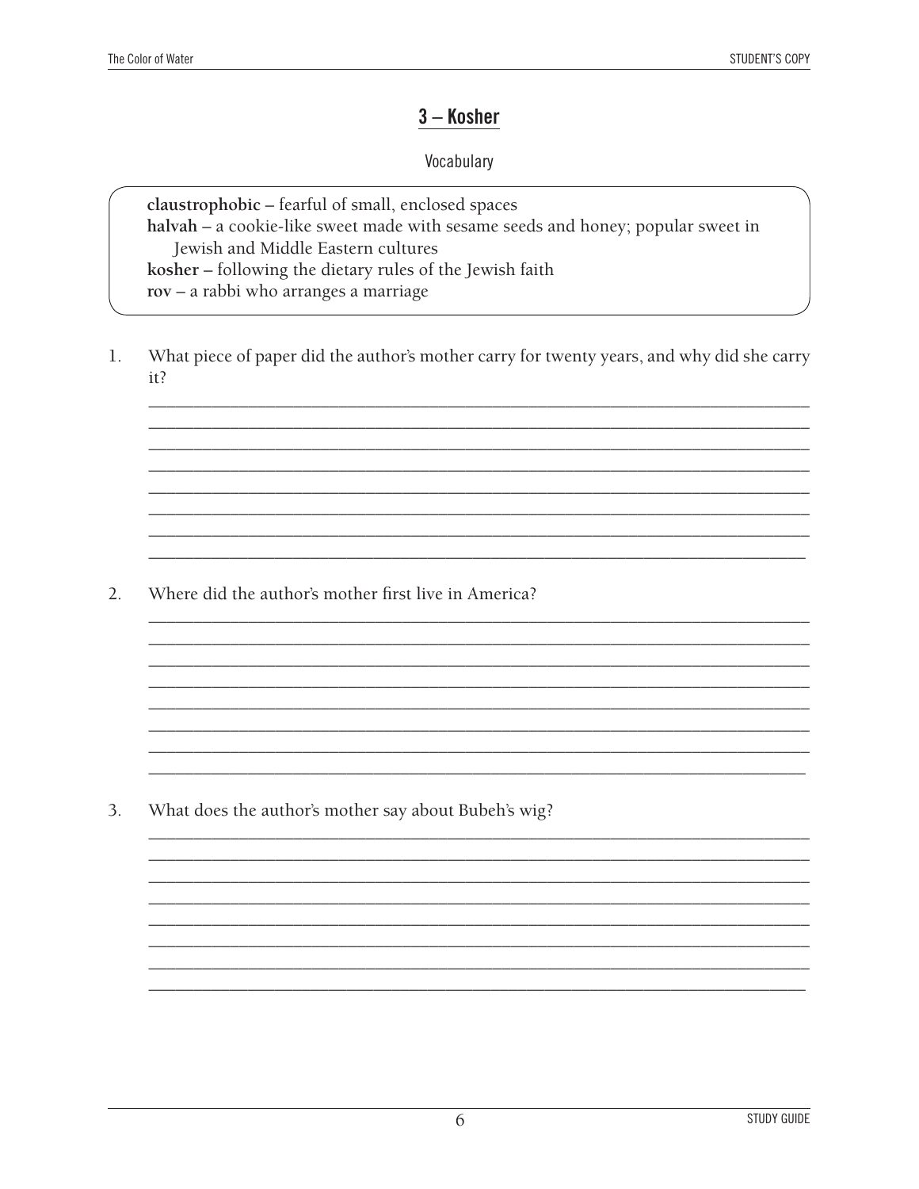## 3 – Kosher

Vocabulary

**claustrophobic** – fearful of small, enclosed spaces
**halvah** – a cookie-like sweet made with sesame seeds and honey; popular sweet in Jewish and Middle Eastern cultures
**kosher** – following the dietary rules of the Jewish faith
**rov** – a rabbi who arranges a marriage

1. What piece of paper did the author's mother carry for twenty years, and why did she carry it?

2. Where did the author's mother first live in America?

3. What does the author's mother say about Bubeh's wig?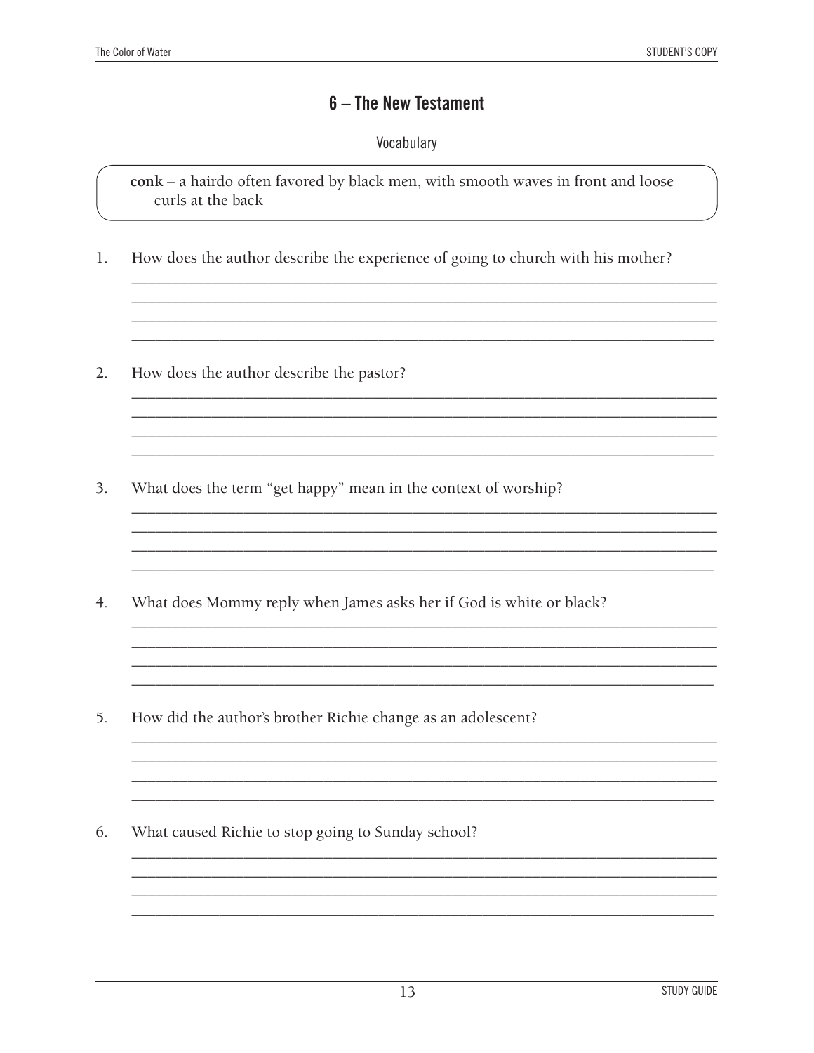## 6 – The New Testament

Vocabulary

**conk** – a hairdo often favored by black men, with smooth waves in front and loose curls at the back

1. How does the author describe the experience of going to church with his mother?

2. How does the author describe the pastor?

3. What does the term "get happy" mean in the context of worship?

4. What does Mommy reply when James asks her if God is white or black?

5. How did the author's brother Richie change as an adolescent?

6. What caused Richie to stop going to Sunday school?